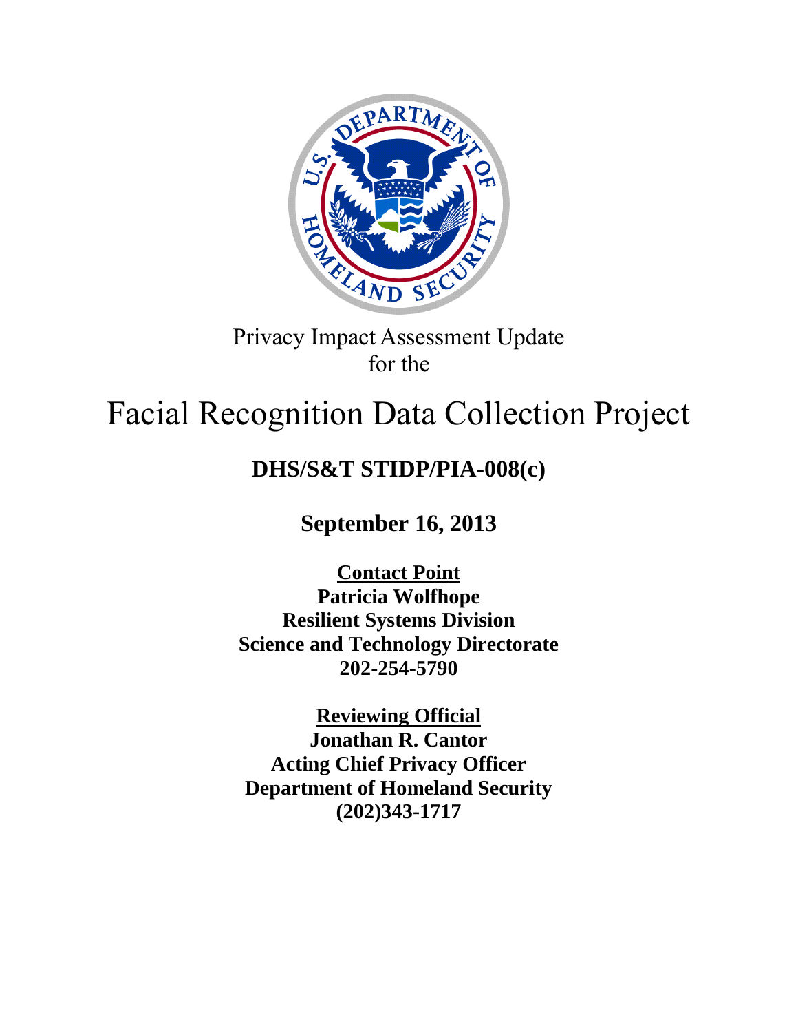Privacy Impact Assessment Update
for the

# Facial Recognition Data Collection Project

## DHS/S&T STIDP/PIA-008(c)

**September 16, 2013**

**Contact Point**
**Patricia Wolfhope**
**Resilient Systems Division**
**Science and Technology Directorate**
**202-254-5790**

**Reviewing Official**
**Jonathan R. Cantor**
**Acting Chief Privacy Officer**
**Department of Homeland Security**
**(202)343-1717**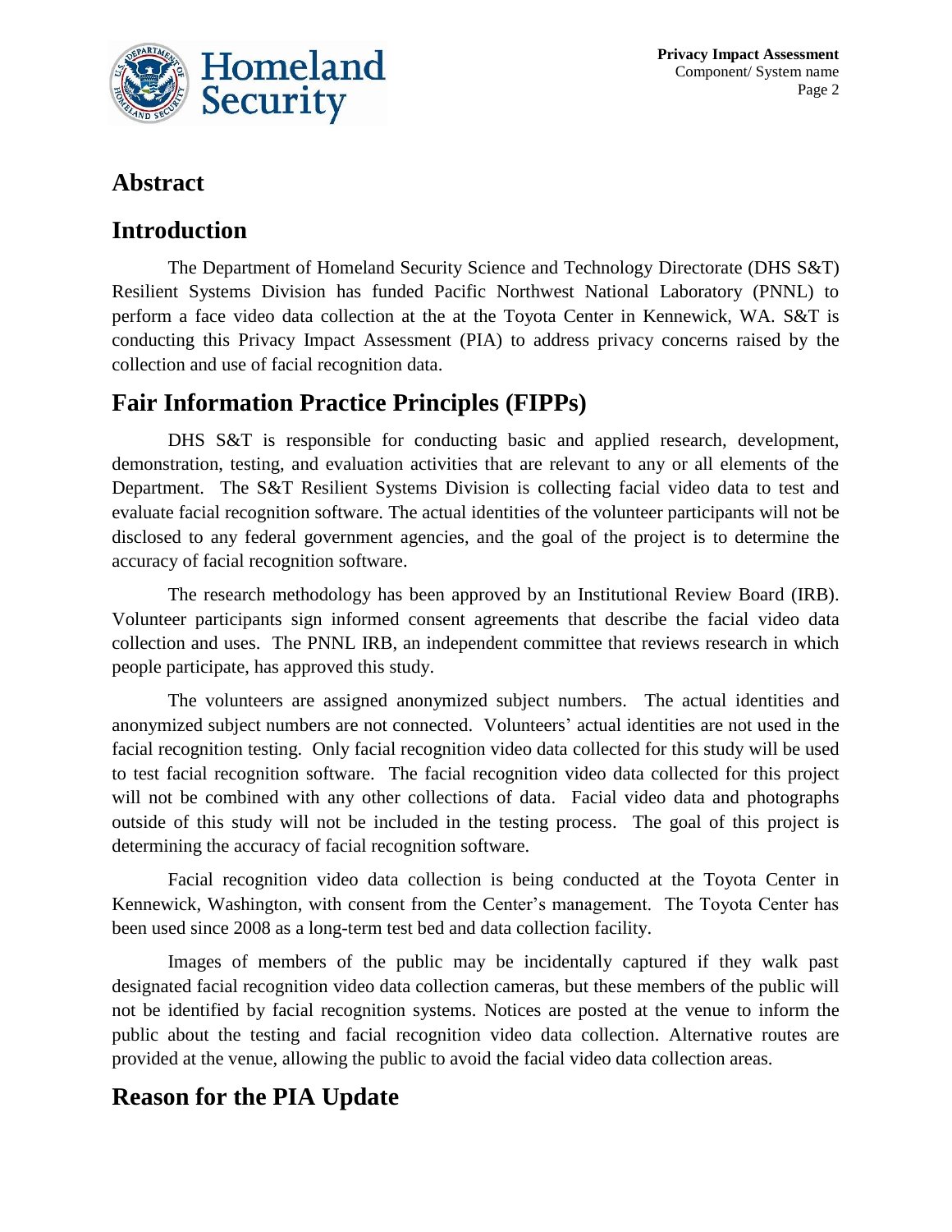## Abstract

## Introduction

The Department of Homeland Security Science and Technology Directorate (DHS S&T) Resilient Systems Division has funded Pacific Northwest National Laboratory (PNNL) to perform a face video data collection at the at the Toyota Center in Kennewick, WA. S&T is conducting this Privacy Impact Assessment (PIA) to address privacy concerns raised by the collection and use of facial recognition data.

## Fair Information Practice Principles (FIPPs)

DHS S&T is responsible for conducting basic and applied research, development, demonstration, testing, and evaluation activities that are relevant to any or all elements of the Department. The S&T Resilient Systems Division is collecting facial video data to test and evaluate facial recognition software. The actual identities of the volunteer participants will not be disclosed to any federal government agencies, and the goal of the project is to determine the accuracy of facial recognition software.

The research methodology has been approved by an Institutional Review Board (IRB). Volunteer participants sign informed consent agreements that describe the facial video data collection and uses. The PNNL IRB, an independent committee that reviews research in which people participate, has approved this study.

The volunteers are assigned anonymized subject numbers. The actual identities and anonymized subject numbers are not connected. Volunteers' actual identities are not used in the facial recognition testing. Only facial recognition video data collected for this study will be used to test facial recognition software. The facial recognition video data collected for this project will not be combined with any other collections of data. Facial video data and photographs outside of this study will not be included in the testing process. The goal of this project is determining the accuracy of facial recognition software.

Facial recognition video data collection is being conducted at the Toyota Center in Kennewick, Washington, with consent from the Center's management. The Toyota Center has been used since 2008 as a long-term test bed and data collection facility.

Images of members of the public may be incidentally captured if they walk past designated facial recognition video data collection cameras, but these members of the public will not be identified by facial recognition systems. Notices are posted at the venue to inform the public about the testing and facial recognition video data collection. Alternative routes are provided at the venue, allowing the public to avoid the facial video data collection areas.

## Reason for the PIA Update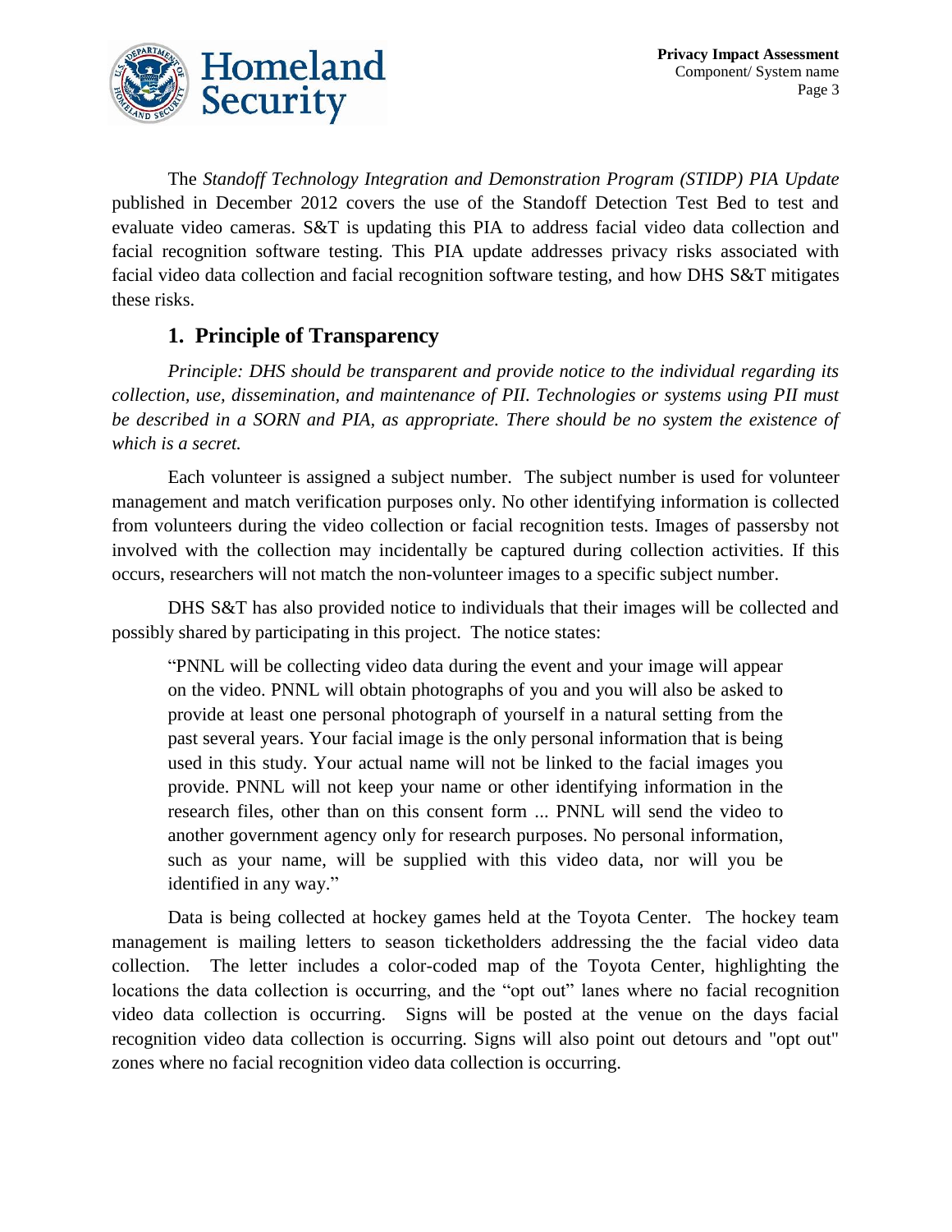The *Standoff Technology Integration and Demonstration Program (STIDP) PIA Update* published in December 2012 covers the use of the Standoff Detection Test Bed to test and evaluate video cameras. S&T is updating this PIA to address facial video data collection and facial recognition software testing. This PIA update addresses privacy risks associated with facial video data collection and facial recognition software testing, and how DHS S&T mitigates these risks.

## 1. Principle of Transparency

*Principle: DHS should be transparent and provide notice to the individual regarding its collection, use, dissemination, and maintenance of PII. Technologies or systems using PII must be described in a SORN and PIA, as appropriate. There should be no system the existence of which is a secret.*

Each volunteer is assigned a subject number. The subject number is used for volunteer management and match verification purposes only. No other identifying information is collected from volunteers during the video collection or facial recognition tests. Images of passersby not involved with the collection may incidentally be captured during collection activities. If this occurs, researchers will not match the non-volunteer images to a specific subject number.

DHS S&T has also provided notice to individuals that their images will be collected and possibly shared by participating in this project. The notice states:

> "PNNL will be collecting video data during the event and your image will appear on the video. PNNL will obtain photographs of you and you will also be asked to provide at least one personal photograph of yourself in a natural setting from the past several years. Your facial image is the only personal information that is being used in this study. Your actual name will not be linked to the facial images you provide. PNNL will not keep your name or other identifying information in the research files, other than on this consent form ... PNNL will send the video to another government agency only for research purposes. No personal information, such as your name, will be supplied with this video data, nor will you be identified in any way."

Data is being collected at hockey games held at the Toyota Center. The hockey team management is mailing letters to season ticketholders addressing the the facial video data collection. The letter includes a color-coded map of the Toyota Center, highlighting the locations the data collection is occurring, and the "opt out" lanes where no facial recognition video data collection is occurring. Signs will be posted at the venue on the days facial recognition video data collection is occurring. Signs will also point out detours and "opt out" zones where no facial recognition video data collection is occurring.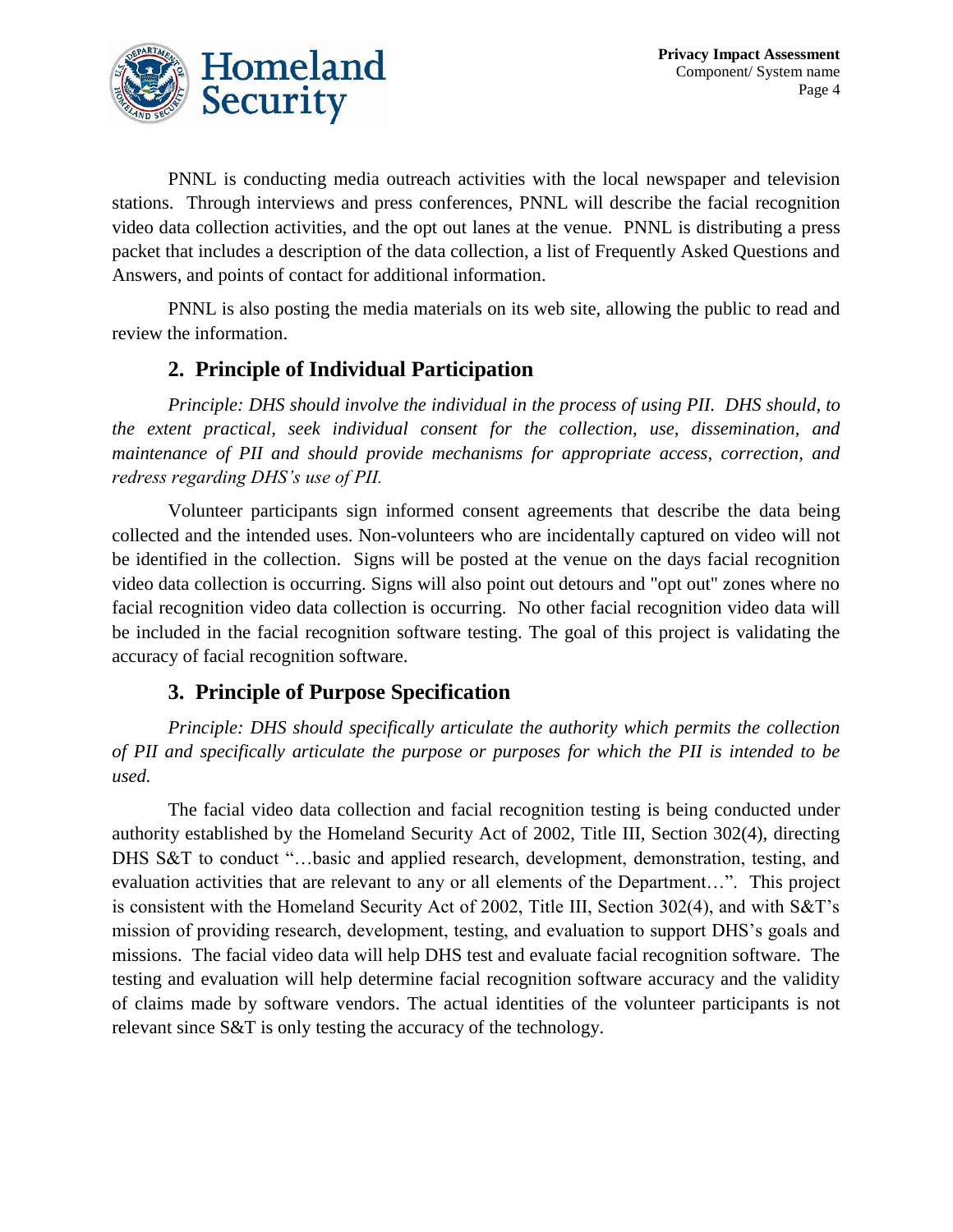PNNL is conducting media outreach activities with the local newspaper and television stations. Through interviews and press conferences, PNNL will describe the facial recognition video data collection activities, and the opt out lanes at the venue. PNNL is distributing a press packet that includes a description of the data collection, a list of Frequently Asked Questions and Answers, and points of contact for additional information.

PNNL is also posting the media materials on its web site, allowing the public to read and review the information.

## 2. Principle of Individual Participation

*Principle: DHS should involve the individual in the process of using PII. DHS should, to the extent practical, seek individual consent for the collection, use, dissemination, and maintenance of PII and should provide mechanisms for appropriate access, correction, and redress regarding DHS's use of PII.*

Volunteer participants sign informed consent agreements that describe the data being collected and the intended uses. Non-volunteers who are incidentally captured on video will not be identified in the collection. Signs will be posted at the venue on the days facial recognition video data collection is occurring. Signs will also point out detours and "opt out" zones where no facial recognition video data collection is occurring. No other facial recognition video data will be included in the facial recognition software testing. The goal of this project is validating the accuracy of facial recognition software.

## 3. Principle of Purpose Specification

*Principle: DHS should specifically articulate the authority which permits the collection of PII and specifically articulate the purpose or purposes for which the PII is intended to be used.*

The facial video data collection and facial recognition testing is being conducted under authority established by the Homeland Security Act of 2002, Title III, Section 302(4), directing DHS S&T to conduct "…basic and applied research, development, demonstration, testing, and evaluation activities that are relevant to any or all elements of the Department…". This project is consistent with the Homeland Security Act of 2002, Title III, Section 302(4), and with S&T's mission of providing research, development, testing, and evaluation to support DHS's goals and missions. The facial video data will help DHS test and evaluate facial recognition software. The testing and evaluation will help determine facial recognition software accuracy and the validity of claims made by software vendors. The actual identities of the volunteer participants is not relevant since S&T is only testing the accuracy of the technology.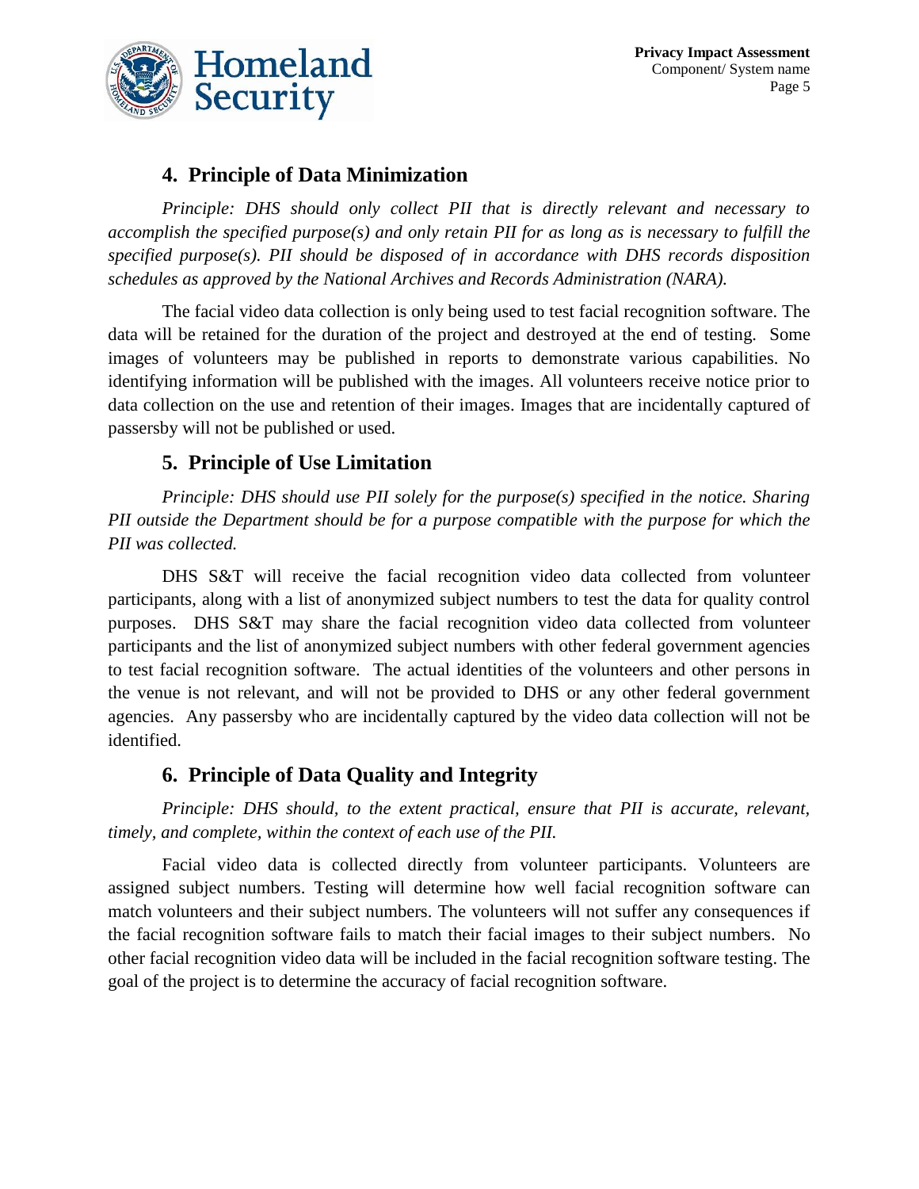## 4. Principle of Data Minimization

*Principle: DHS should only collect PII that is directly relevant and necessary to accomplish the specified purpose(s) and only retain PII for as long as is necessary to fulfill the specified purpose(s). PII should be disposed of in accordance with DHS records disposition schedules as approved by the National Archives and Records Administration (NARA).*

The facial video data collection is only being used to test facial recognition software. The data will be retained for the duration of the project and destroyed at the end of testing. Some images of volunteers may be published in reports to demonstrate various capabilities. No identifying information will be published with the images. All volunteers receive notice prior to data collection on the use and retention of their images. Images that are incidentally captured of passersby will not be published or used.

## 5. Principle of Use Limitation

*Principle: DHS should use PII solely for the purpose(s) specified in the notice. Sharing PII outside the Department should be for a purpose compatible with the purpose for which the PII was collected.*

DHS S&T will receive the facial recognition video data collected from volunteer participants, along with a list of anonymized subject numbers to test the data for quality control purposes. DHS S&T may share the facial recognition video data collected from volunteer participants and the list of anonymized subject numbers with other federal government agencies to test facial recognition software. The actual identities of the volunteers and other persons in the venue is not relevant, and will not be provided to DHS or any other federal government agencies. Any passersby who are incidentally captured by the video data collection will not be identified.

## 6. Principle of Data Quality and Integrity

*Principle: DHS should, to the extent practical, ensure that PII is accurate, relevant, timely, and complete, within the context of each use of the PII.*

Facial video data is collected directly from volunteer participants. Volunteers are assigned subject numbers. Testing will determine how well facial recognition software can match volunteers and their subject numbers. The volunteers will not suffer any consequences if the facial recognition software fails to match their facial images to their subject numbers. No other facial recognition video data will be included in the facial recognition software testing. The goal of the project is to determine the accuracy of facial recognition software.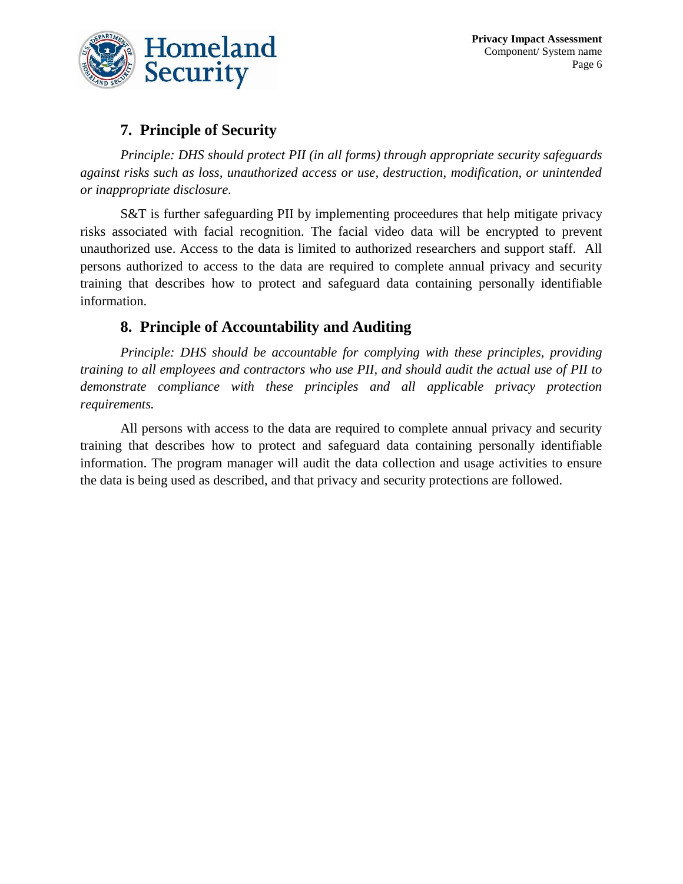## 7. Principle of Security

*Principle: DHS should protect PII (in all forms) through appropriate security safeguards against risks such as loss, unauthorized access or use, destruction, modification, or unintended or inappropriate disclosure.*

S&T is further safeguarding PII by implementing proceedures that help mitigate privacy risks associated with facial recognition. The facial video data will be encrypted to prevent unauthorized use. Access to the data is limited to authorized researchers and support staff. All persons authorized to access to the data are required to complete annual privacy and security training that describes how to protect and safeguard data containing personally identifiable information.

## 8. Principle of Accountability and Auditing

*Principle: DHS should be accountable for complying with these principles, providing training to all employees and contractors who use PII, and should audit the actual use of PII to demonstrate compliance with these principles and all applicable privacy protection requirements.*

All persons with access to the data are required to complete annual privacy and security training that describes how to protect and safeguard data containing personally identifiable information. The program manager will audit the data collection and usage activities to ensure the data is being used as described, and that privacy and security protections are followed.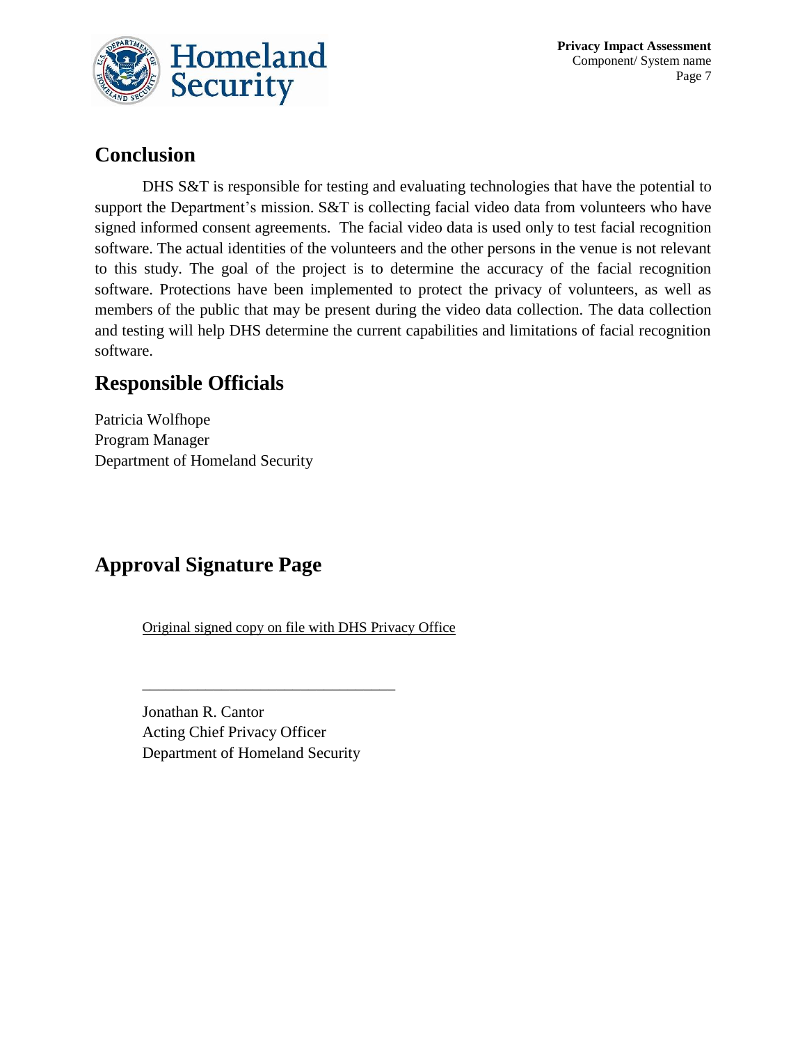## Conclusion

DHS S&T is responsible for testing and evaluating technologies that have the potential to support the Department's mission. S&T is collecting facial video data from volunteers who have signed informed consent agreements. The facial video data is used only to test facial recognition software. The actual identities of the volunteers and the other persons in the venue is not relevant to this study. The goal of the project is to determine the accuracy of the facial recognition software. Protections have been implemented to protect the privacy of volunteers, as well as members of the public that may be present during the video data collection. The data collection and testing will help DHS determine the current capabilities and limitations of facial recognition software.

## Responsible Officials

Patricia Wolfhope
Program Manager
Department of Homeland Security

## Approval Signature Page

Original signed copy on file with DHS Privacy Office

________________________________

Jonathan R. Cantor
Acting Chief Privacy Officer
Department of Homeland Security